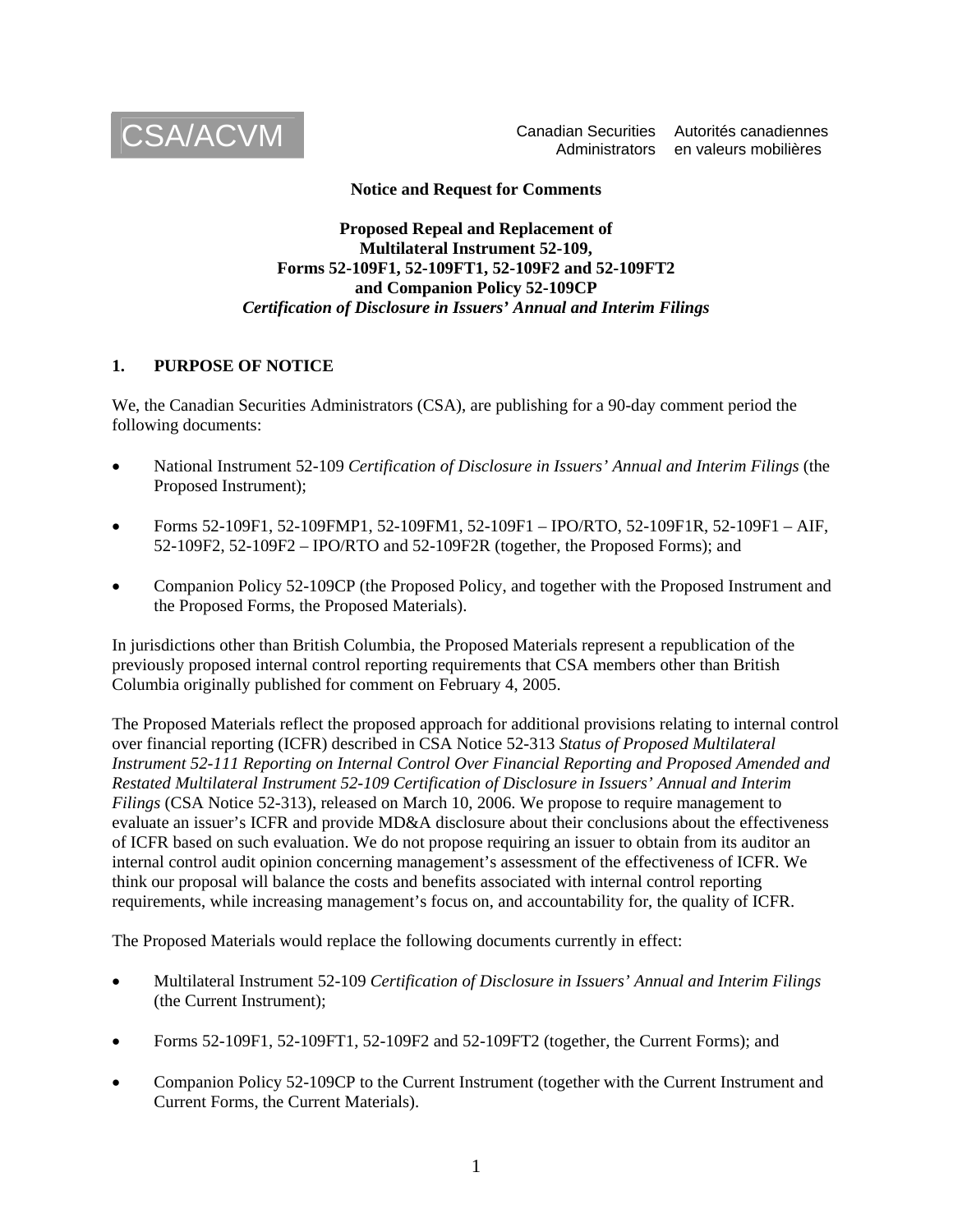CSA/ACVM

Canadian Securities Administrators | Autorités canadiennes en valeurs mobilières

**Notice and Request for Comments**

**Proposed Repeal and Replacement of
Multilateral Instrument 52-109,
Forms 52-109F1, 52-109FT1, 52-109F2 and 52-109FT2
and Companion Policy 52-109CP**
***Certification of Disclosure in Issuers' Annual and Interim Filings***

## 1. PURPOSE OF NOTICE

We, the Canadian Securities Administrators (CSA), are publishing for a 90-day comment period the following documents:

- National Instrument 52-109 *Certification of Disclosure in Issuers' Annual and Interim Filings* (the Proposed Instrument);
- Forms 52-109F1, 52-109FMP1, 52-109FM1, 52-109F1 – IPO/RTO, 52-109F1R, 52-109F1 – AIF, 52-109F2, 52-109F2 – IPO/RTO and 52-109F2R (together, the Proposed Forms); and
- Companion Policy 52-109CP (the Proposed Policy, and together with the Proposed Instrument and the Proposed Forms, the Proposed Materials).

In jurisdictions other than British Columbia, the Proposed Materials represent a republication of the previously proposed internal control reporting requirements that CSA members other than British Columbia originally published for comment on February 4, 2005.

The Proposed Materials reflect the proposed approach for additional provisions relating to internal control over financial reporting (ICFR) described in CSA Notice 52-313 *Status of Proposed Multilateral Instrument 52-111 Reporting on Internal Control Over Financial Reporting and Proposed Amended and Restated Multilateral Instrument 52-109 Certification of Disclosure in Issuers' Annual and Interim Filings* (CSA Notice 52-313), released on March 10, 2006. We propose to require management to evaluate an issuer's ICFR and provide MD&A disclosure about their conclusions about the effectiveness of ICFR based on such evaluation. We do not propose requiring an issuer to obtain from its auditor an internal control audit opinion concerning management's assessment of the effectiveness of ICFR. We think our proposal will balance the costs and benefits associated with internal control reporting requirements, while increasing management's focus on, and accountability for, the quality of ICFR.

The Proposed Materials would replace the following documents currently in effect:

- Multilateral Instrument 52-109 *Certification of Disclosure in Issuers' Annual and Interim Filings* (the Current Instrument);
- Forms 52-109F1, 52-109FT1, 52-109F2 and 52-109FT2 (together, the Current Forms); and
- Companion Policy 52-109CP to the Current Instrument (together with the Current Instrument and Current Forms, the Current Materials).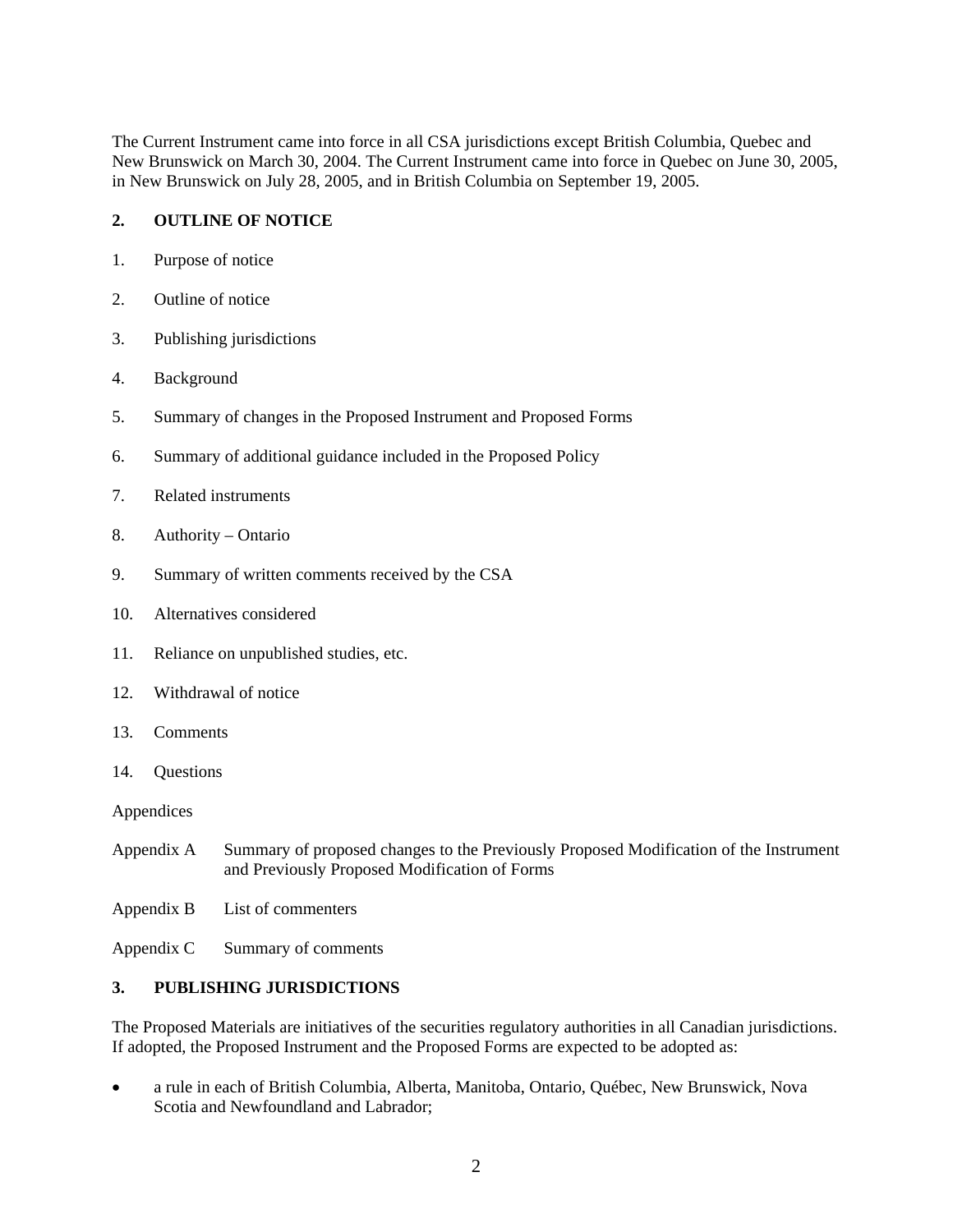The Current Instrument came into force in all CSA jurisdictions except British Columbia, Quebec and New Brunswick on March 30, 2004. The Current Instrument came into force in Quebec on June 30, 2005, in New Brunswick on July 28, 2005, and in British Columbia on September 19, 2005.

## 2. OUTLINE OF NOTICE

1. Purpose of notice
2. Outline of notice
3. Publishing jurisdictions
4. Background
5. Summary of changes in the Proposed Instrument and Proposed Forms
6. Summary of additional guidance included in the Proposed Policy
7. Related instruments
8. Authority – Ontario
9. Summary of written comments received by the CSA
10. Alternatives considered
11. Reliance on unpublished studies, etc.
12. Withdrawal of notice
13. Comments
14. Questions

Appendices

Appendix A Summary of proposed changes to the Previously Proposed Modification of the Instrument and Previously Proposed Modification of Forms

Appendix B List of commenters

Appendix C Summary of comments

## 3. PUBLISHING JURISDICTIONS

The Proposed Materials are initiatives of the securities regulatory authorities in all Canadian jurisdictions. If adopted, the Proposed Instrument and the Proposed Forms are expected to be adopted as:

- a rule in each of British Columbia, Alberta, Manitoba, Ontario, Québec, New Brunswick, Nova Scotia and Newfoundland and Labrador;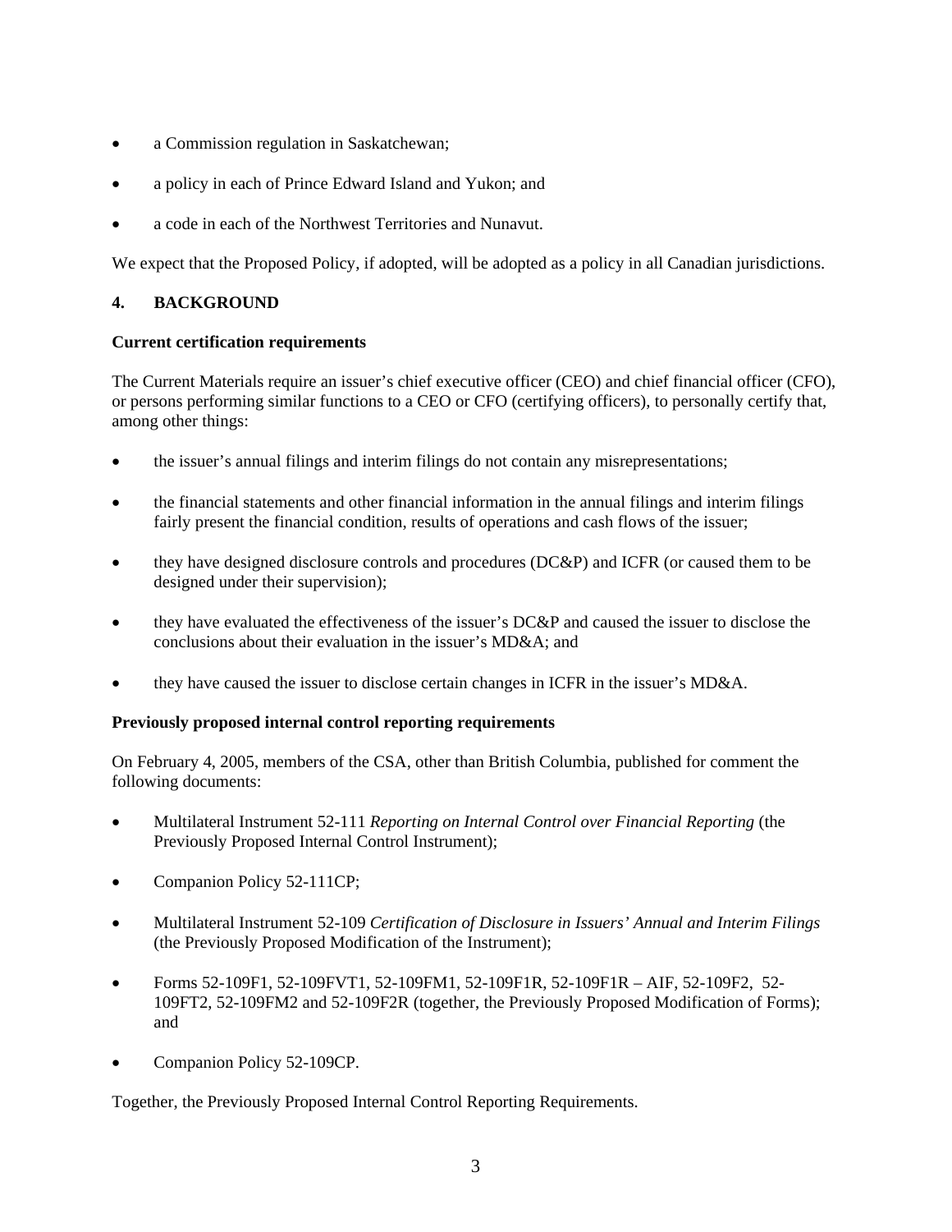- a Commission regulation in Saskatchewan;
- a policy in each of Prince Edward Island and Yukon; and
- a code in each of the Northwest Territories and Nunavut.

We expect that the Proposed Policy, if adopted, will be adopted as a policy in all Canadian jurisdictions.

## 4. BACKGROUND

**Current certification requirements**

The Current Materials require an issuer's chief executive officer (CEO) and chief financial officer (CFO), or persons performing similar functions to a CEO or CFO (certifying officers), to personally certify that, among other things:

- the issuer's annual filings and interim filings do not contain any misrepresentations;
- the financial statements and other financial information in the annual filings and interim filings fairly present the financial condition, results of operations and cash flows of the issuer;
- they have designed disclosure controls and procedures (DC&P) and ICFR (or caused them to be designed under their supervision);
- they have evaluated the effectiveness of the issuer's DC&P and caused the issuer to disclose the conclusions about their evaluation in the issuer's MD&A; and
- they have caused the issuer to disclose certain changes in ICFR in the issuer's MD&A.

**Previously proposed internal control reporting requirements**

On February 4, 2005, members of the CSA, other than British Columbia, published for comment the following documents:

- Multilateral Instrument 52-111 *Reporting on Internal Control over Financial Reporting* (the Previously Proposed Internal Control Instrument);
- Companion Policy 52-111CP;
- Multilateral Instrument 52-109 *Certification of Disclosure in Issuers' Annual and Interim Filings* (the Previously Proposed Modification of the Instrument);
- Forms 52-109F1, 52-109FVT1, 52-109FM1, 52-109F1R, 52-109F1R – AIF, 52-109F2, 52-109FT2, 52-109FM2 and 52-109F2R (together, the Previously Proposed Modification of Forms); and
- Companion Policy 52-109CP.

Together, the Previously Proposed Internal Control Reporting Requirements.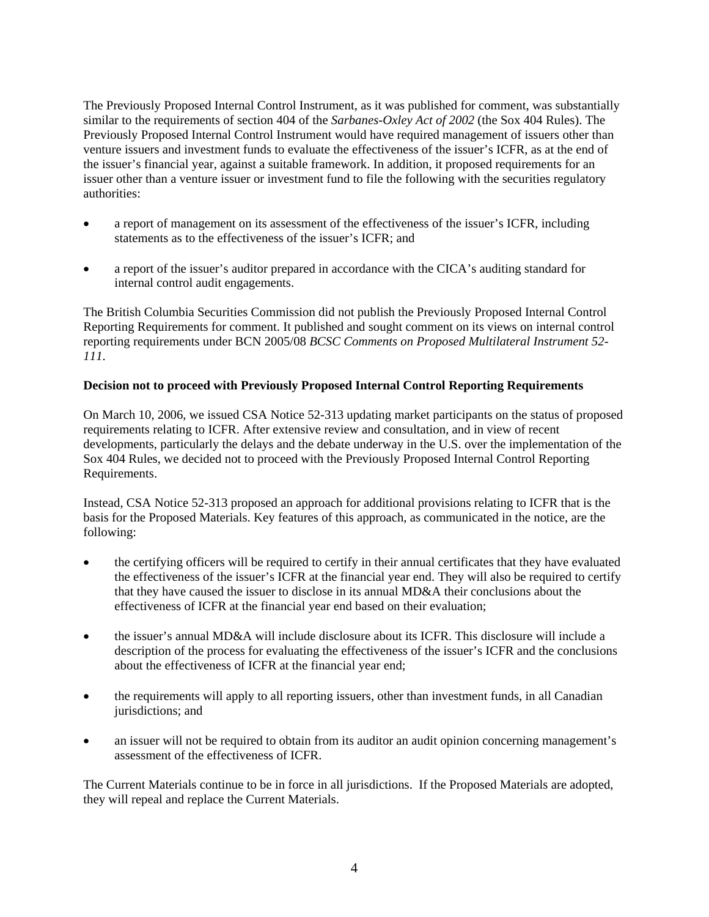The Previously Proposed Internal Control Instrument, as it was published for comment, was substantially similar to the requirements of section 404 of the *Sarbanes-Oxley Act of 2002* (the Sox 404 Rules). The Previously Proposed Internal Control Instrument would have required management of issuers other than venture issuers and investment funds to evaluate the effectiveness of the issuer's ICFR, as at the end of the issuer's financial year, against a suitable framework. In addition, it proposed requirements for an issuer other than a venture issuer or investment fund to file the following with the securities regulatory authorities:

- a report of management on its assessment of the effectiveness of the issuer's ICFR, including statements as to the effectiveness of the issuer's ICFR; and
- a report of the issuer's auditor prepared in accordance with the CICA's auditing standard for internal control audit engagements.

The British Columbia Securities Commission did not publish the Previously Proposed Internal Control Reporting Requirements for comment. It published and sought comment on its views on internal control reporting requirements under BCN 2005/08 *BCSC Comments on Proposed Multilateral Instrument 52-111.*

**Decision not to proceed with Previously Proposed Internal Control Reporting Requirements**

On March 10, 2006, we issued CSA Notice 52-313 updating market participants on the status of proposed requirements relating to ICFR. After extensive review and consultation, and in view of recent developments, particularly the delays and the debate underway in the U.S. over the implementation of the Sox 404 Rules, we decided not to proceed with the Previously Proposed Internal Control Reporting Requirements.

Instead, CSA Notice 52-313 proposed an approach for additional provisions relating to ICFR that is the basis for the Proposed Materials. Key features of this approach, as communicated in the notice, are the following:

- the certifying officers will be required to certify in their annual certificates that they have evaluated the effectiveness of the issuer's ICFR at the financial year end. They will also be required to certify that they have caused the issuer to disclose in its annual MD&A their conclusions about the effectiveness of ICFR at the financial year end based on their evaluation;
- the issuer's annual MD&A will include disclosure about its ICFR. This disclosure will include a description of the process for evaluating the effectiveness of the issuer's ICFR and the conclusions about the effectiveness of ICFR at the financial year end;
- the requirements will apply to all reporting issuers, other than investment funds, in all Canadian jurisdictions; and
- an issuer will not be required to obtain from its auditor an audit opinion concerning management's assessment of the effectiveness of ICFR.

The Current Materials continue to be in force in all jurisdictions. If the Proposed Materials are adopted, they will repeal and replace the Current Materials.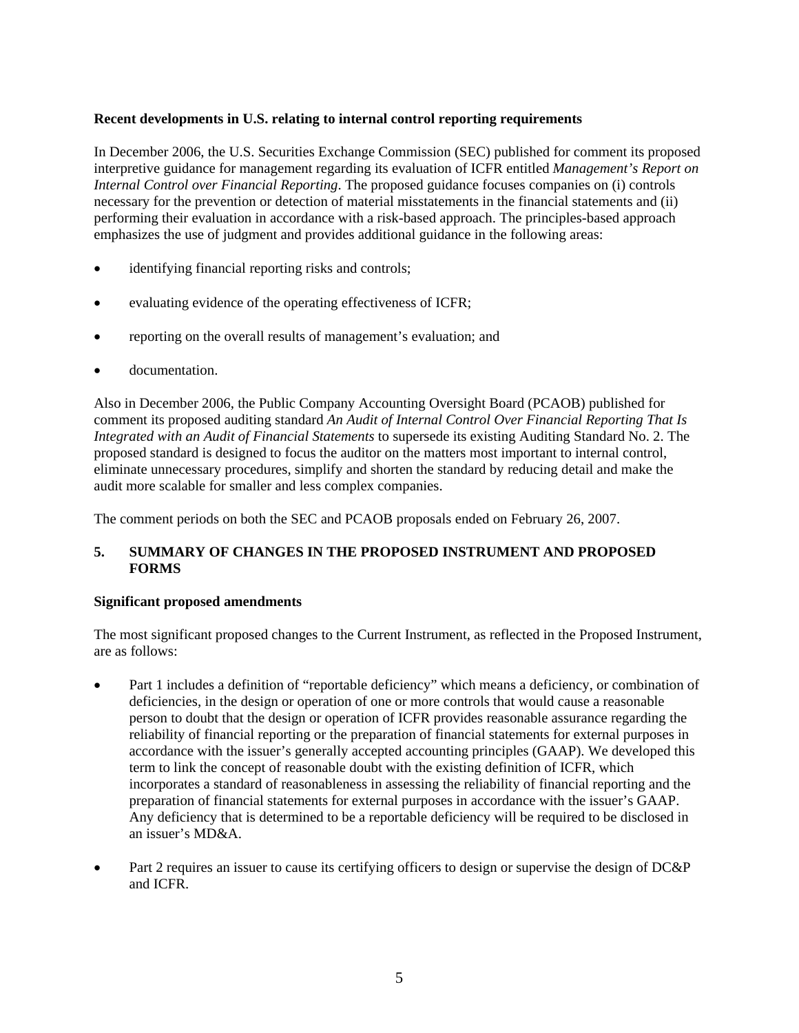**Recent developments in U.S. relating to internal control reporting requirements**

In December 2006, the U.S. Securities Exchange Commission (SEC) published for comment its proposed interpretive guidance for management regarding its evaluation of ICFR entitled *Management's Report on Internal Control over Financial Reporting*. The proposed guidance focuses companies on (i) controls necessary for the prevention or detection of material misstatements in the financial statements and (ii) performing their evaluation in accordance with a risk-based approach. The principles-based approach emphasizes the use of judgment and provides additional guidance in the following areas:

- identifying financial reporting risks and controls;
- evaluating evidence of the operating effectiveness of ICFR;
- reporting on the overall results of management's evaluation; and
- documentation.

Also in December 2006, the Public Company Accounting Oversight Board (PCAOB) published for comment its proposed auditing standard *An Audit of Internal Control Over Financial Reporting That Is Integrated with an Audit of Financial Statements* to supersede its existing Auditing Standard No. 2. The proposed standard is designed to focus the auditor on the matters most important to internal control, eliminate unnecessary procedures, simplify and shorten the standard by reducing detail and make the audit more scalable for smaller and less complex companies.

The comment periods on both the SEC and PCAOB proposals ended on February 26, 2007.

## 5. SUMMARY OF CHANGES IN THE PROPOSED INSTRUMENT AND PROPOSED FORMS

**Significant proposed amendments**

The most significant proposed changes to the Current Instrument, as reflected in the Proposed Instrument, are as follows:

- Part 1 includes a definition of "reportable deficiency" which means a deficiency, or combination of deficiencies, in the design or operation of one or more controls that would cause a reasonable person to doubt that the design or operation of ICFR provides reasonable assurance regarding the reliability of financial reporting or the preparation of financial statements for external purposes in accordance with the issuer's generally accepted accounting principles (GAAP). We developed this term to link the concept of reasonable doubt with the existing definition of ICFR, which incorporates a standard of reasonableness in assessing the reliability of financial reporting and the preparation of financial statements for external purposes in accordance with the issuer's GAAP. Any deficiency that is determined to be a reportable deficiency will be required to be disclosed in an issuer's MD&A.
- Part 2 requires an issuer to cause its certifying officers to design or supervise the design of DC&P and ICFR.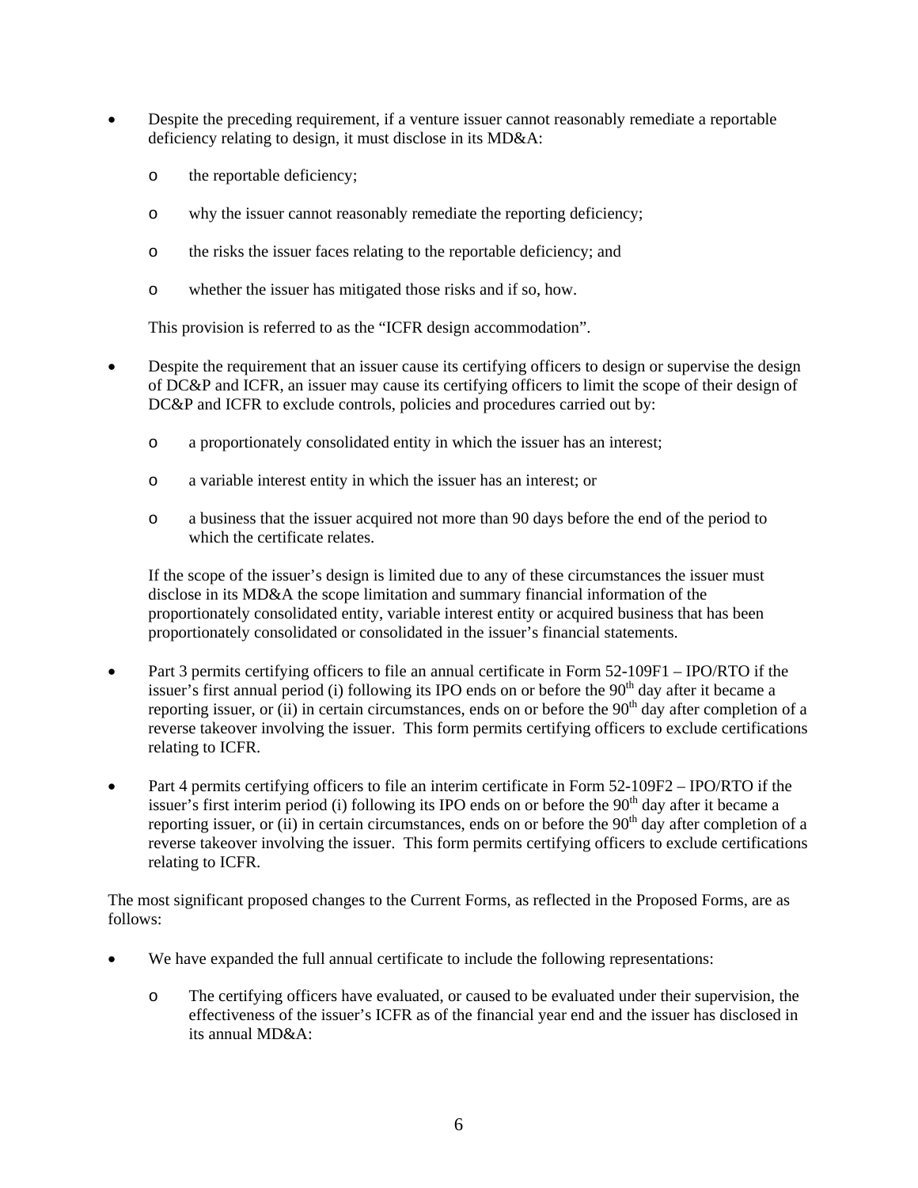- Despite the preceding requirement, if a venture issuer cannot reasonably remediate a reportable deficiency relating to design, it must disclose in its MD&A:
  - the reportable deficiency;
  - why the issuer cannot reasonably remediate the reporting deficiency;
  - the risks the issuer faces relating to the reportable deficiency; and
  - whether the issuer has mitigated those risks and if so, how.

  This provision is referred to as the "ICFR design accommodation".

- Despite the requirement that an issuer cause its certifying officers to design or supervise the design of DC&P and ICFR, an issuer may cause its certifying officers to limit the scope of their design of DC&P and ICFR to exclude controls, policies and procedures carried out by:
  - a proportionately consolidated entity in which the issuer has an interest;
  - a variable interest entity in which the issuer has an interest; or
  - a business that the issuer acquired not more than 90 days before the end of the period to which the certificate relates.

  If the scope of the issuer's design is limited due to any of these circumstances the issuer must disclose in its MD&A the scope limitation and summary financial information of the proportionately consolidated entity, variable interest entity or acquired business that has been proportionately consolidated or consolidated in the issuer's financial statements.

- Part 3 permits certifying officers to file an annual certificate in Form 52-109F1 – IPO/RTO if the issuer's first annual period (i) following its IPO ends on or before the 90th day after it became a reporting issuer, or (ii) in certain circumstances, ends on or before the 90th day after completion of a reverse takeover involving the issuer. This form permits certifying officers to exclude certifications relating to ICFR.

- Part 4 permits certifying officers to file an interim certificate in Form 52-109F2 – IPO/RTO if the issuer's first interim period (i) following its IPO ends on or before the 90th day after it became a reporting issuer, or (ii) in certain circumstances, ends on or before the 90th day after completion of a reverse takeover involving the issuer. This form permits certifying officers to exclude certifications relating to ICFR.

The most significant proposed changes to the Current Forms, as reflected in the Proposed Forms, are as follows:

- We have expanded the full annual certificate to include the following representations:
  - The certifying officers have evaluated, or caused to be evaluated under their supervision, the effectiveness of the issuer's ICFR as of the financial year end and the issuer has disclosed in its annual MD&A: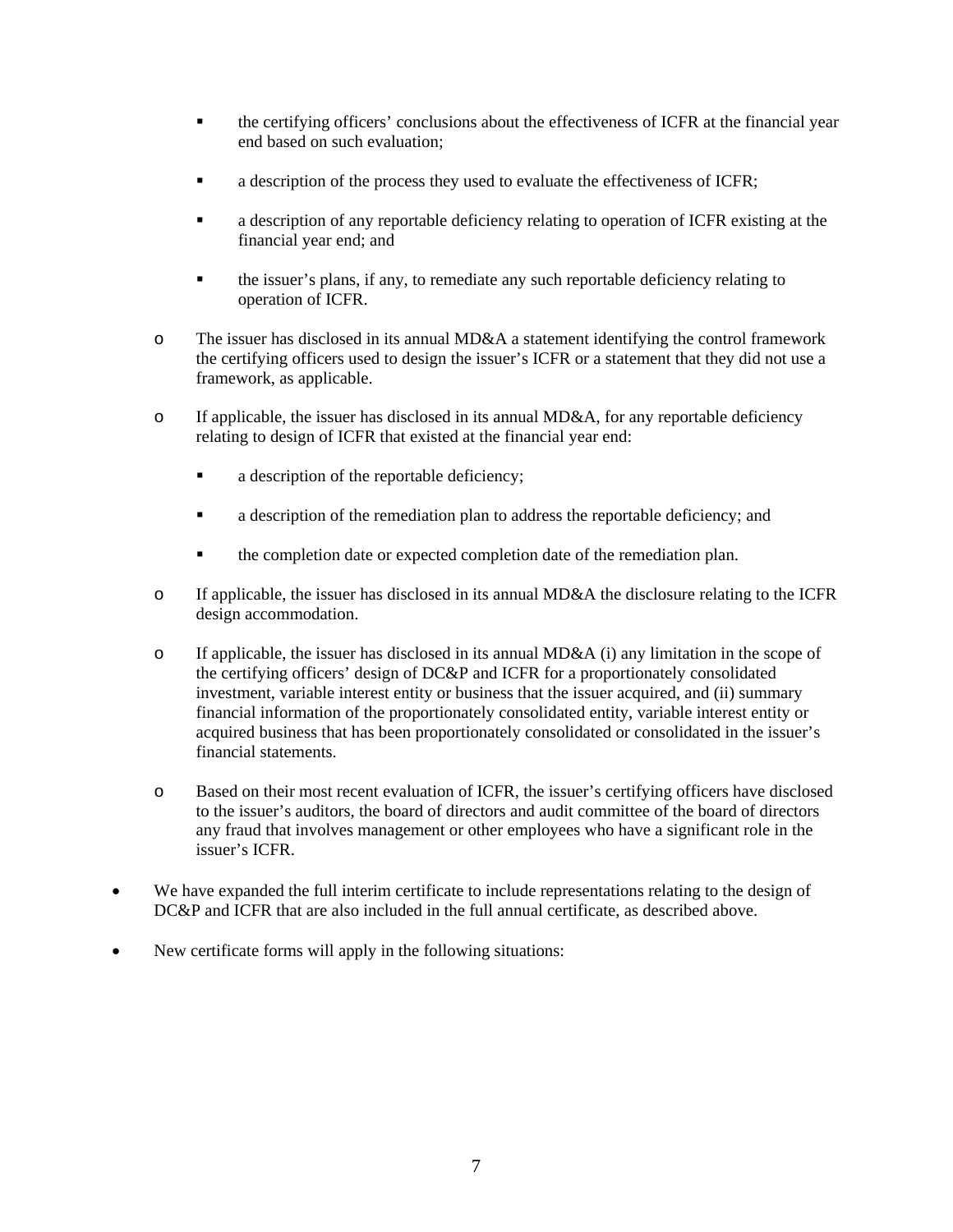- the certifying officers' conclusions about the effectiveness of ICFR at the financial year end based on such evaluation;
        - a description of the process they used to evaluate the effectiveness of ICFR;
        - a description of any reportable deficiency relating to operation of ICFR existing at the financial year end; and
        - the issuer's plans, if any, to remediate any such reportable deficiency relating to operation of ICFR.
    - The issuer has disclosed in its annual MD&A a statement identifying the control framework the certifying officers used to design the issuer's ICFR or a statement that they did not use a framework, as applicable.
    - If applicable, the issuer has disclosed in its annual MD&A, for any reportable deficiency relating to design of ICFR that existed at the financial year end:
        - a description of the reportable deficiency;
        - a description of the remediation plan to address the reportable deficiency; and
        - the completion date or expected completion date of the remediation plan.
    - If applicable, the issuer has disclosed in its annual MD&A the disclosure relating to the ICFR design accommodation.
    - If applicable, the issuer has disclosed in its annual MD&A (i) any limitation in the scope of the certifying officers' design of DC&P and ICFR for a proportionately consolidated investment, variable interest entity or business that the issuer acquired, and (ii) summary financial information of the proportionately consolidated entity, variable interest entity or acquired business that has been proportionately consolidated or consolidated in the issuer's financial statements.
    - Based on their most recent evaluation of ICFR, the issuer's certifying officers have disclosed to the issuer's auditors, the board of directors and audit committee of the board of directors any fraud that involves management or other employees who have a significant role in the issuer's ICFR.
- We have expanded the full interim certificate to include representations relating to the design of DC&P and ICFR that are also included in the full annual certificate, as described above.
- New certificate forms will apply in the following situations: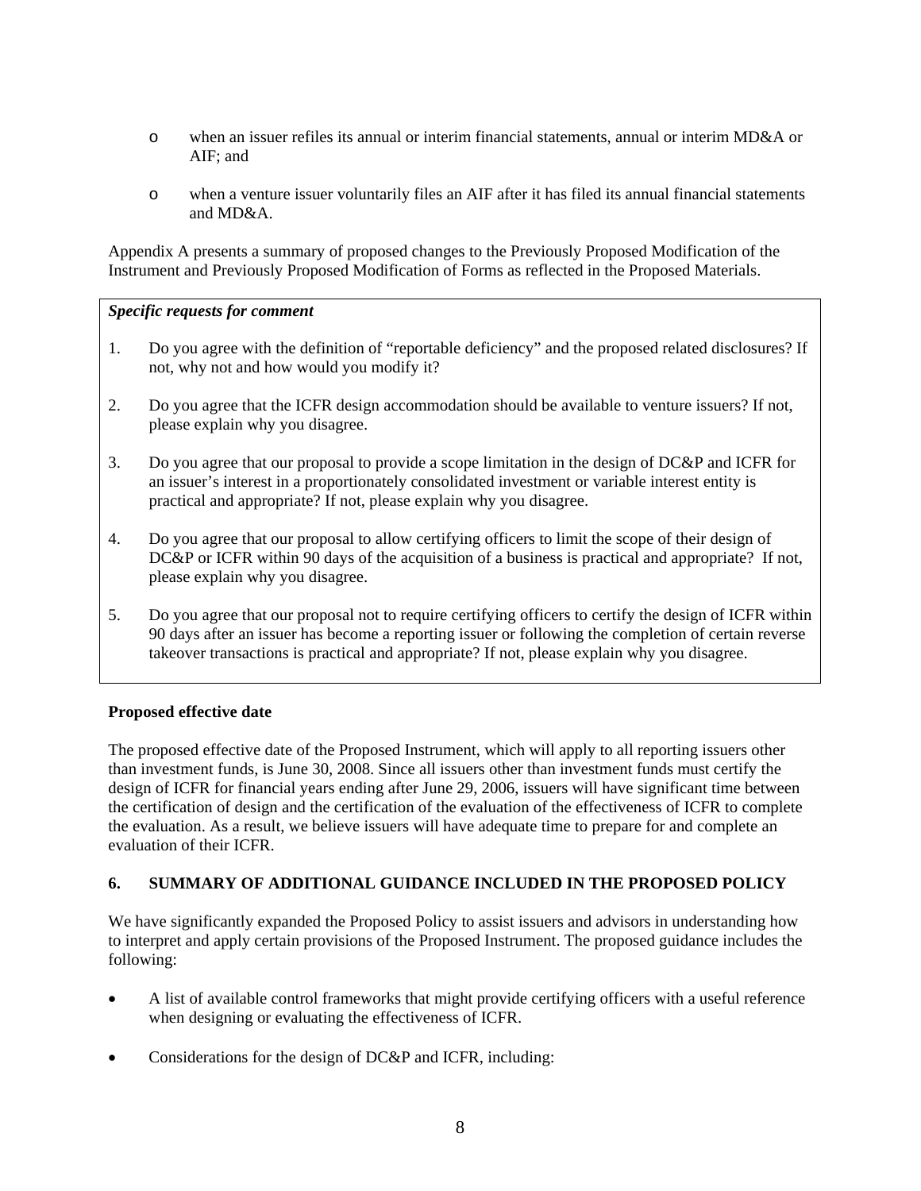- when an issuer refiles its annual or interim financial statements, annual or interim MD&A or AIF; and

- when a venture issuer voluntarily files an AIF after it has filed its annual financial statements and MD&A.

Appendix A presents a summary of proposed changes to the Previously Proposed Modification of the Instrument and Previously Proposed Modification of Forms as reflected in the Proposed Materials.

***Specific requests for comment***

1. Do you agree with the definition of "reportable deficiency" and the proposed related disclosures? If not, why not and how would you modify it?

2. Do you agree that the ICFR design accommodation should be available to venture issuers? If not, please explain why you disagree.

3. Do you agree that our proposal to provide a scope limitation in the design of DC&P and ICFR for an issuer's interest in a proportionately consolidated investment or variable interest entity is practical and appropriate? If not, please explain why you disagree.

4. Do you agree that our proposal to allow certifying officers to limit the scope of their design of DC&P or ICFR within 90 days of the acquisition of a business is practical and appropriate? If not, please explain why you disagree.

5. Do you agree that our proposal not to require certifying officers to certify the design of ICFR within 90 days after an issuer has become a reporting issuer or following the completion of certain reverse takeover transactions is practical and appropriate? If not, please explain why you disagree.

**Proposed effective date**

The proposed effective date of the Proposed Instrument, which will apply to all reporting issuers other than investment funds, is June 30, 2008. Since all issuers other than investment funds must certify the design of ICFR for financial years ending after June 29, 2006, issuers will have significant time between the certification of design and the certification of the evaluation of the effectiveness of ICFR to complete the evaluation. As a result, we believe issuers will have adequate time to prepare for and complete an evaluation of their ICFR.

## 6. SUMMARY OF ADDITIONAL GUIDANCE INCLUDED IN THE PROPOSED POLICY

We have significantly expanded the Proposed Policy to assist issuers and advisors in understanding how to interpret and apply certain provisions of the Proposed Instrument. The proposed guidance includes the following:

- A list of available control frameworks that might provide certifying officers with a useful reference when designing or evaluating the effectiveness of ICFR.

- Considerations for the design of DC&P and ICFR, including: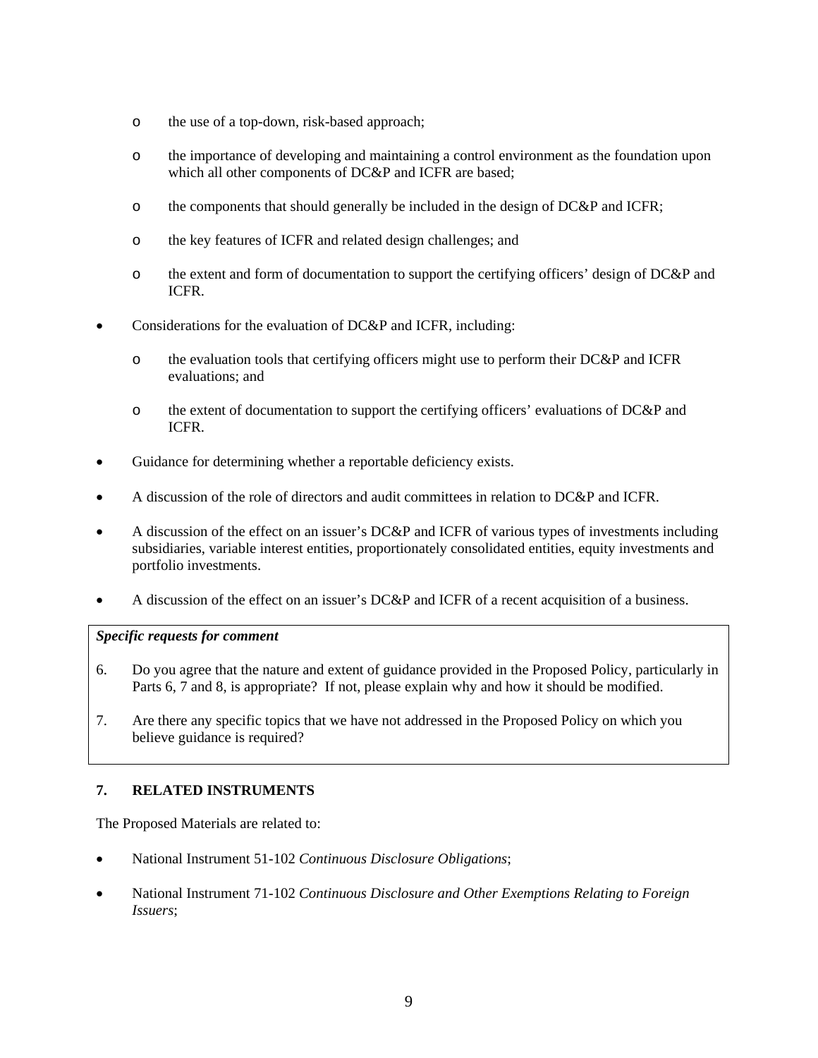- the use of a top-down, risk-based approach;
  - the importance of developing and maintaining a control environment as the foundation upon which all other components of DC&P and ICFR are based;
  - the components that should generally be included in the design of DC&P and ICFR;
  - the key features of ICFR and related design challenges; and
  - the extent and form of documentation to support the certifying officers' design of DC&P and ICFR.

- Considerations for the evaluation of DC&P and ICFR, including:
  - the evaluation tools that certifying officers might use to perform their DC&P and ICFR evaluations; and
  - the extent of documentation to support the certifying officers' evaluations of DC&P and ICFR.

- Guidance for determining whether a reportable deficiency exists.

- A discussion of the role of directors and audit committees in relation to DC&P and ICFR.

- A discussion of the effect on an issuer's DC&P and ICFR of various types of investments including subsidiaries, variable interest entities, proportionately consolidated entities, equity investments and portfolio investments.

- A discussion of the effect on an issuer's DC&P and ICFR of a recent acquisition of a business.

***Specific requests for comment***

6. Do you agree that the nature and extent of guidance provided in the Proposed Policy, particularly in Parts 6, 7 and 8, is appropriate? If not, please explain why and how it should be modified.

7. Are there any specific topics that we have not addressed in the Proposed Policy on which you believe guidance is required?

## 7. RELATED INSTRUMENTS

The Proposed Materials are related to:

- National Instrument 51-102 *Continuous Disclosure Obligations*;

- National Instrument 71-102 *Continuous Disclosure and Other Exemptions Relating to Foreign Issuers*;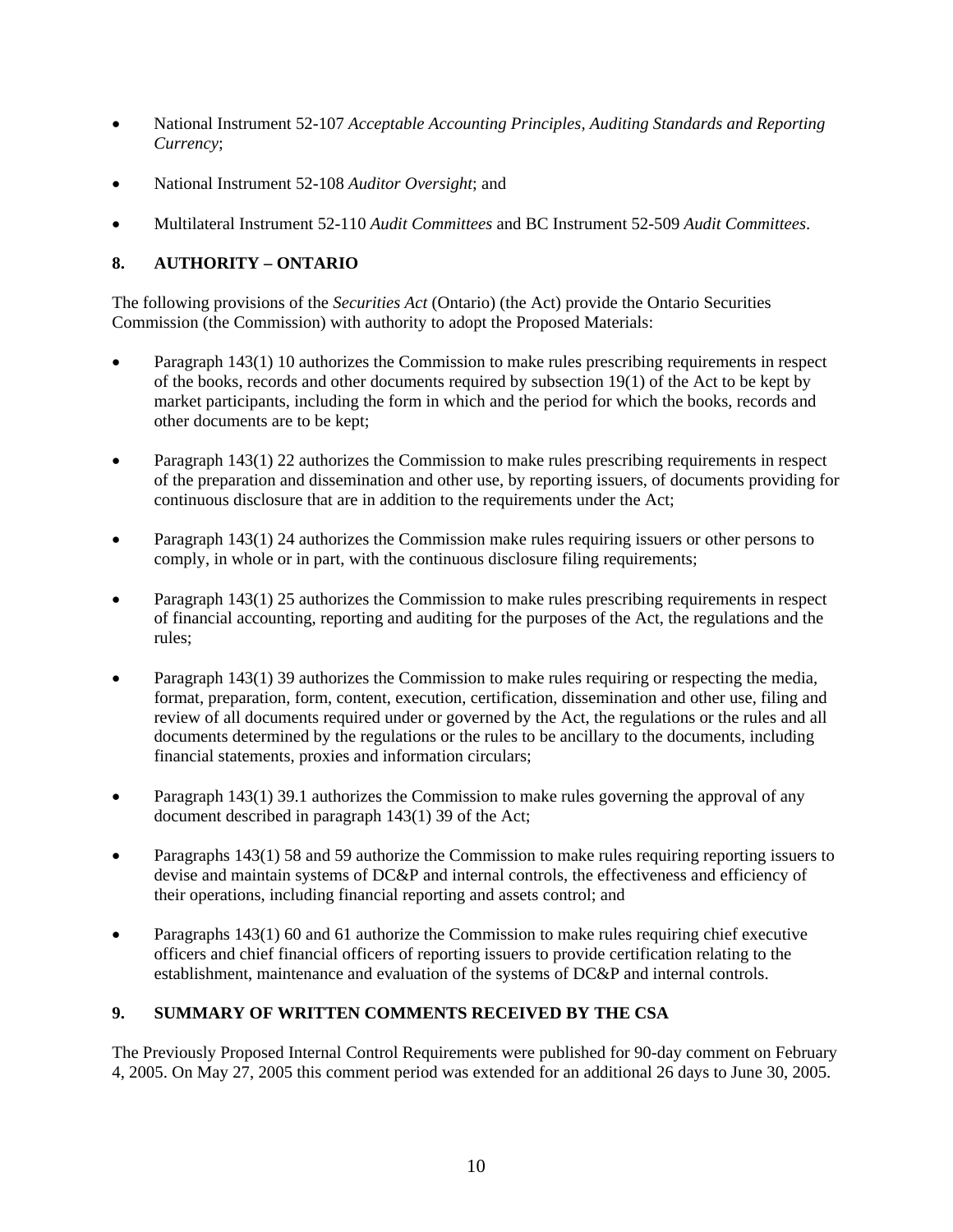- National Instrument 52-107 *Acceptable Accounting Principles, Auditing Standards and Reporting Currency*;

- National Instrument 52-108 *Auditor Oversight*; and

- Multilateral Instrument 52-110 *Audit Committees* and BC Instrument 52-509 *Audit Committees*.

## 8. AUTHORITY – ONTARIO

The following provisions of the *Securities Act* (Ontario) (the Act) provide the Ontario Securities Commission (the Commission) with authority to adopt the Proposed Materials:

- Paragraph 143(1) 10 authorizes the Commission to make rules prescribing requirements in respect of the books, records and other documents required by subsection 19(1) of the Act to be kept by market participants, including the form in which and the period for which the books, records and other documents are to be kept;

- Paragraph 143(1) 22 authorizes the Commission to make rules prescribing requirements in respect of the preparation and dissemination and other use, by reporting issuers, of documents providing for continuous disclosure that are in addition to the requirements under the Act;

- Paragraph 143(1) 24 authorizes the Commission make rules requiring issuers or other persons to comply, in whole or in part, with the continuous disclosure filing requirements;

- Paragraph 143(1) 25 authorizes the Commission to make rules prescribing requirements in respect of financial accounting, reporting and auditing for the purposes of the Act, the regulations and the rules;

- Paragraph 143(1) 39 authorizes the Commission to make rules requiring or respecting the media, format, preparation, form, content, execution, certification, dissemination and other use, filing and review of all documents required under or governed by the Act, the regulations or the rules and all documents determined by the regulations or the rules to be ancillary to the documents, including financial statements, proxies and information circulars;

- Paragraph 143(1) 39.1 authorizes the Commission to make rules governing the approval of any document described in paragraph 143(1) 39 of the Act;

- Paragraphs 143(1) 58 and 59 authorize the Commission to make rules requiring reporting issuers to devise and maintain systems of DC&P and internal controls, the effectiveness and efficiency of their operations, including financial reporting and assets control; and

- Paragraphs 143(1) 60 and 61 authorize the Commission to make rules requiring chief executive officers and chief financial officers of reporting issuers to provide certification relating to the establishment, maintenance and evaluation of the systems of DC&P and internal controls.

## 9. SUMMARY OF WRITTEN COMMENTS RECEIVED BY THE CSA

The Previously Proposed Internal Control Requirements were published for 90-day comment on February 4, 2005. On May 27, 2005 this comment period was extended for an additional 26 days to June 30, 2005.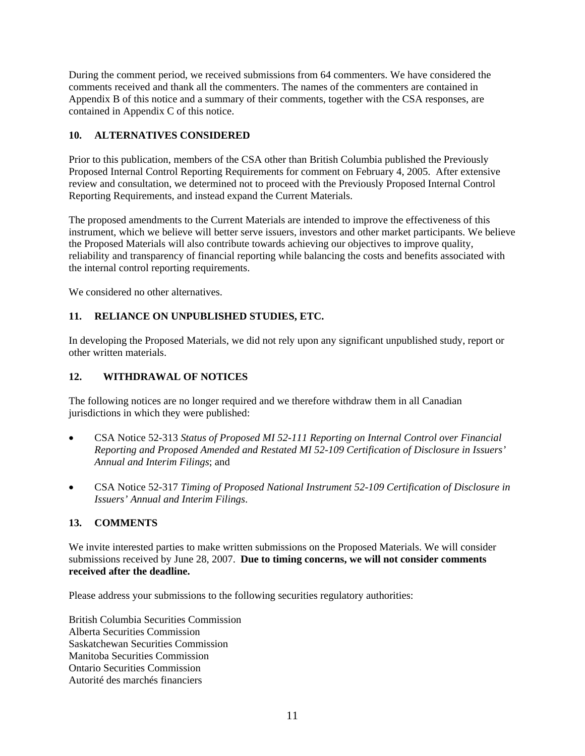During the comment period, we received submissions from 64 commenters. We have considered the comments received and thank all the commenters. The names of the commenters are contained in Appendix B of this notice and a summary of their comments, together with the CSA responses, are contained in Appendix C of this notice.

## 10. ALTERNATIVES CONSIDERED

Prior to this publication, members of the CSA other than British Columbia published the Previously Proposed Internal Control Reporting Requirements for comment on February 4, 2005. After extensive review and consultation, we determined not to proceed with the Previously Proposed Internal Control Reporting Requirements, and instead expand the Current Materials.

The proposed amendments to the Current Materials are intended to improve the effectiveness of this instrument, which we believe will better serve issuers, investors and other market participants. We believe the Proposed Materials will also contribute towards achieving our objectives to improve quality, reliability and transparency of financial reporting while balancing the costs and benefits associated with the internal control reporting requirements.

We considered no other alternatives.

## 11. RELIANCE ON UNPUBLISHED STUDIES, ETC.

In developing the Proposed Materials, we did not rely upon any significant unpublished study, report or other written materials.

## 12. WITHDRAWAL OF NOTICES

The following notices are no longer required and we therefore withdraw them in all Canadian jurisdictions in which they were published:

- CSA Notice 52-313 *Status of Proposed MI 52-111 Reporting on Internal Control over Financial Reporting and Proposed Amended and Restated MI 52-109 Certification of Disclosure in Issuers' Annual and Interim Filings*; and
- CSA Notice 52-317 *Timing of Proposed National Instrument 52-109 Certification of Disclosure in Issuers' Annual and Interim Filings*.

## 13. COMMENTS

We invite interested parties to make written submissions on the Proposed Materials. We will consider submissions received by June 28, 2007. **Due to timing concerns, we will not consider comments received after the deadline.**

Please address your submissions to the following securities regulatory authorities:

British Columbia Securities Commission
Alberta Securities Commission
Saskatchewan Securities Commission
Manitoba Securities Commission
Ontario Securities Commission
Autorité des marchés financiers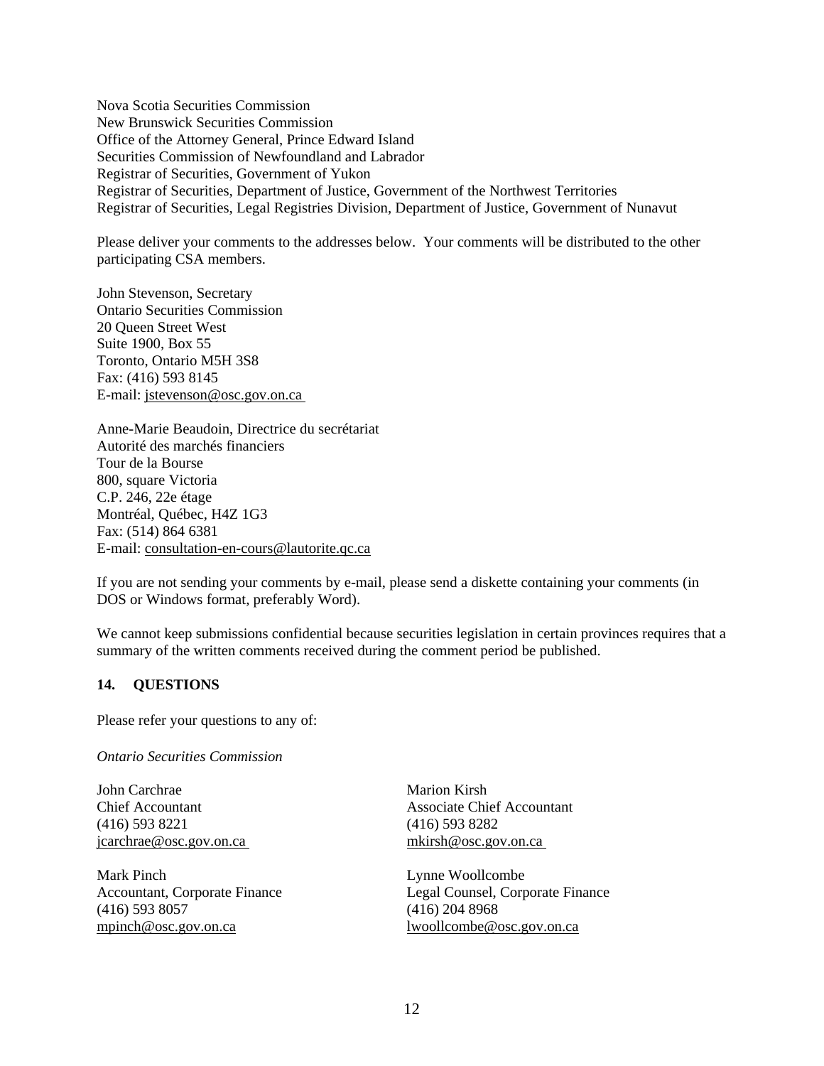Nova Scotia Securities Commission
New Brunswick Securities Commission
Office of the Attorney General, Prince Edward Island
Securities Commission of Newfoundland and Labrador
Registrar of Securities, Government of Yukon
Registrar of Securities, Department of Justice, Government of the Northwest Territories
Registrar of Securities, Legal Registries Division, Department of Justice, Government of Nunavut

Please deliver your comments to the addresses below. Your comments will be distributed to the other participating CSA members.

John Stevenson, Secretary
Ontario Securities Commission
20 Queen Street West
Suite 1900, Box 55
Toronto, Ontario M5H 3S8
Fax: (416) 593 8145
E-mail: jstevenson@osc.gov.on.ca

Anne-Marie Beaudoin, Directrice du secrétariat
Autorité des marchés financiers
Tour de la Bourse
800, square Victoria
C.P. 246, 22e étage
Montréal, Québec, H4Z 1G3
Fax: (514) 864 6381
E-mail: consultation-en-cours@lautorite.qc.ca

If you are not sending your comments by e-mail, please send a diskette containing your comments (in DOS or Windows format, preferably Word).

We cannot keep submissions confidential because securities legislation in certain provinces requires that a summary of the written comments received during the comment period be published.

**14. QUESTIONS**

Please refer your questions to any of:

*Ontario Securities Commission*

John Carchrae
Chief Accountant
(416) 593 8221
jcarchrae@osc.gov.on.ca

Marion Kirsh
Associate Chief Accountant
(416) 593 8282
mkirsh@osc.gov.on.ca

Mark Pinch
Accountant, Corporate Finance
(416) 593 8057
mpinch@osc.gov.on.ca

Lynne Woollcombe
Legal Counsel, Corporate Finance
(416) 204 8968
lwoollcombe@osc.gov.on.ca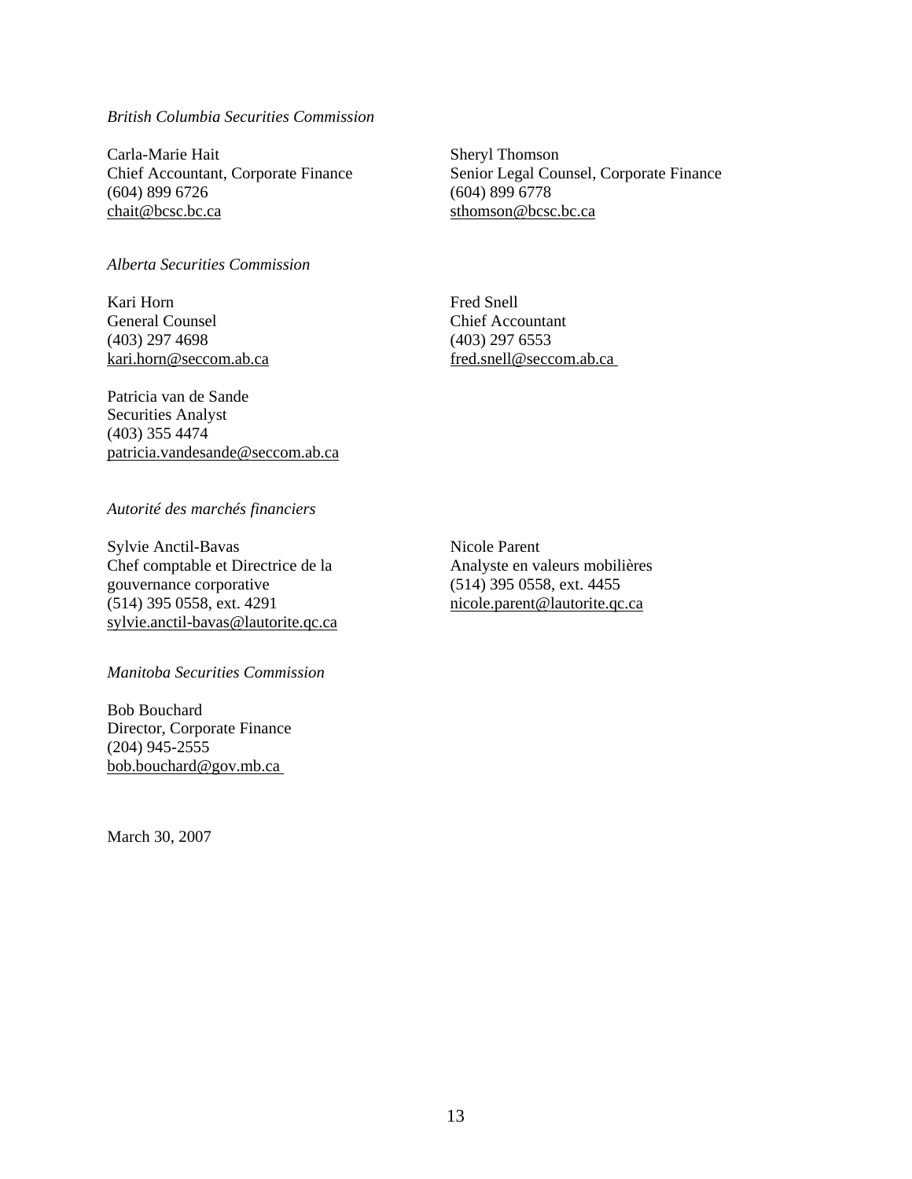*British Columbia Securities Commission*

Carla-Marie Hait
Chief Accountant, Corporate Finance
(604) 899 6726
chait@bcsc.bc.ca

Sheryl Thomson
Senior Legal Counsel, Corporate Finance
(604) 899 6778
sthomson@bcsc.bc.ca

*Alberta Securities Commission*

Kari Horn
General Counsel
(403) 297 4698
kari.horn@seccom.ab.ca

Fred Snell
Chief Accountant
(403) 297 6553
fred.snell@seccom.ab.ca

Patricia van de Sande
Securities Analyst
(403) 355 4474
patricia.vandesande@seccom.ab.ca

*Autorité des marchés financiers*

Sylvie Anctil-Bavas
Chef comptable et Directrice de la gouvernance corporative
(514) 395 0558, ext. 4291
sylvie.anctil-bavas@lautorite.qc.ca

Nicole Parent
Analyste en valeurs mobilières
(514) 395 0558, ext. 4455
nicole.parent@lautorite.qc.ca

*Manitoba Securities Commission*

Bob Bouchard
Director, Corporate Finance
(204) 945-2555
bob.bouchard@gov.mb.ca

March 30, 2007